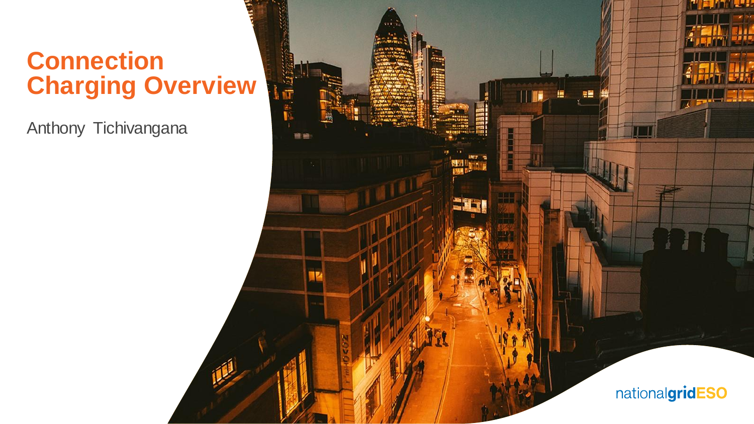# Connection Charging Overview

Anthony Tichivangana

nationalgridESO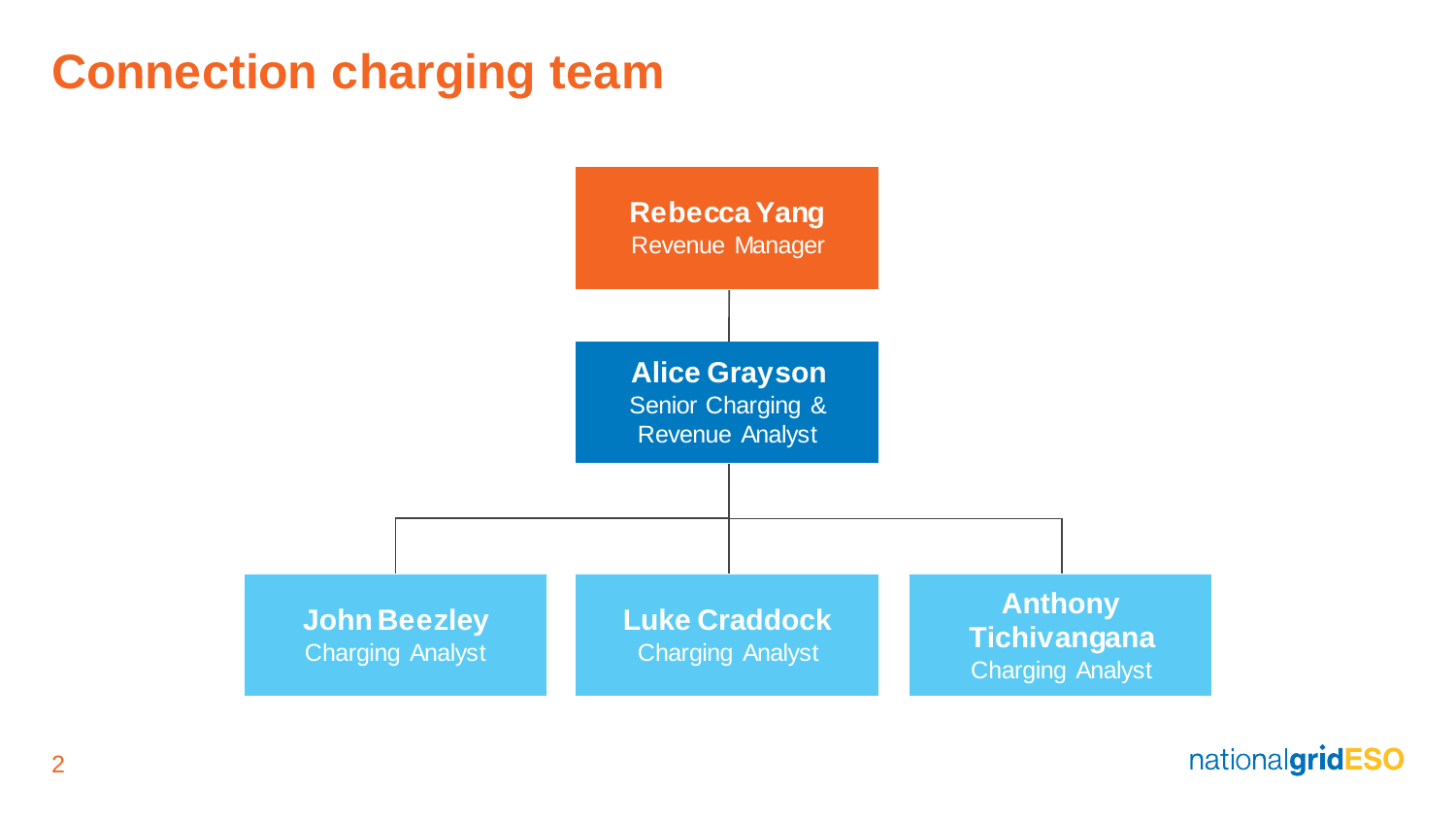# Connection charging team

**Rebecca Yang**
Revenue Manager

**Alice Grayson**
Senior Charging & Revenue Analyst

- **John Beezley**
  Charging Analyst
- **Luke Craddock**
  Charging Analyst
- **Anthony Tichivangana**
  Charging Analyst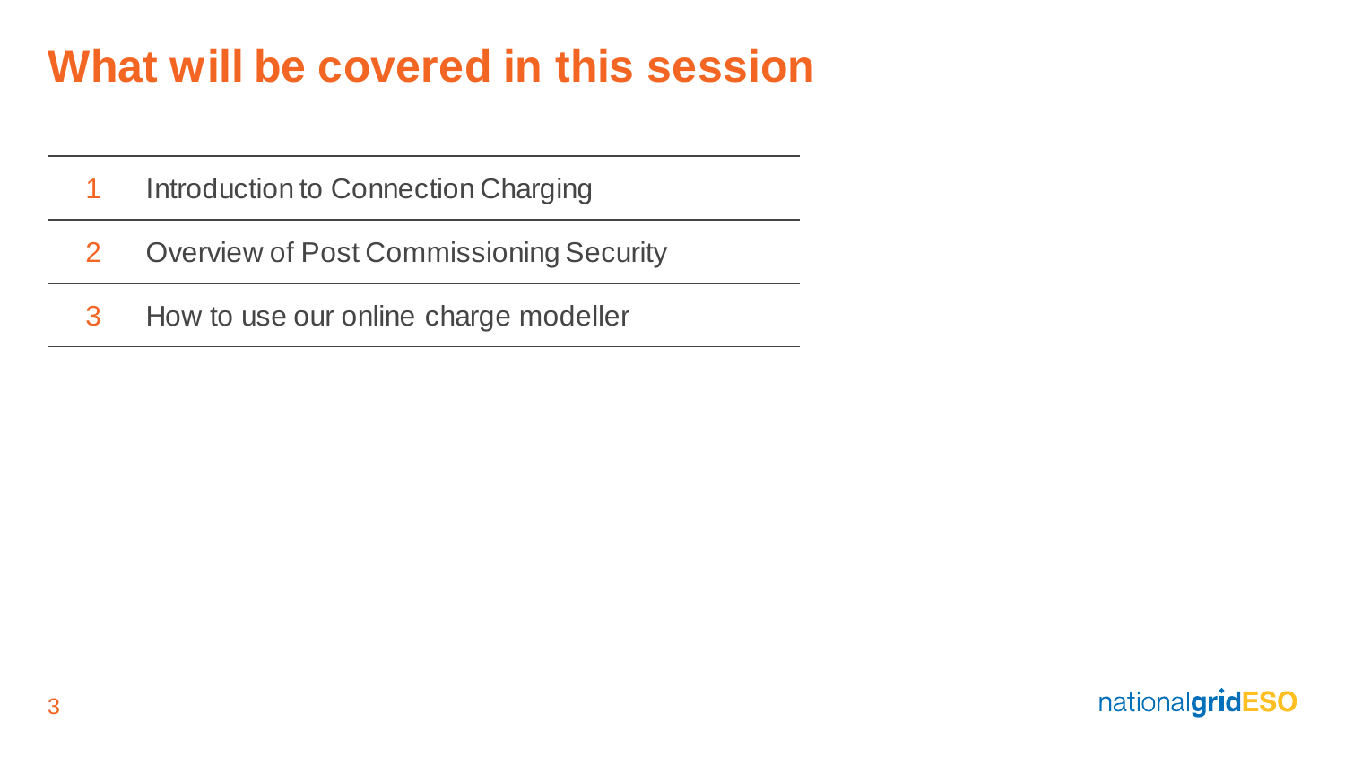# What will be covered in this session

1. Introduction to Connection Charging
2. Overview of Post Commissioning Security
3. How to use our online charge modeller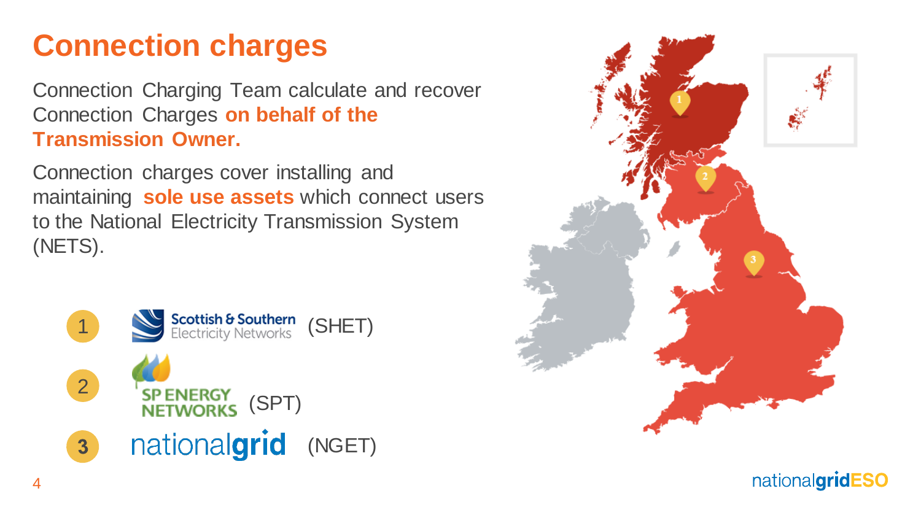# Connection charges

Connection Charging Team calculate and recover Connection Charges **on behalf of the Transmission Owner.**

Connection charges cover installing and maintaining **sole use assets** which connect users to the National Electricity Transmission System (NETS).

1. Scottish & Southern Electricity Networks (SHET)
2. SP Energy Networks (SPT)
3. nationalgrid (NGET)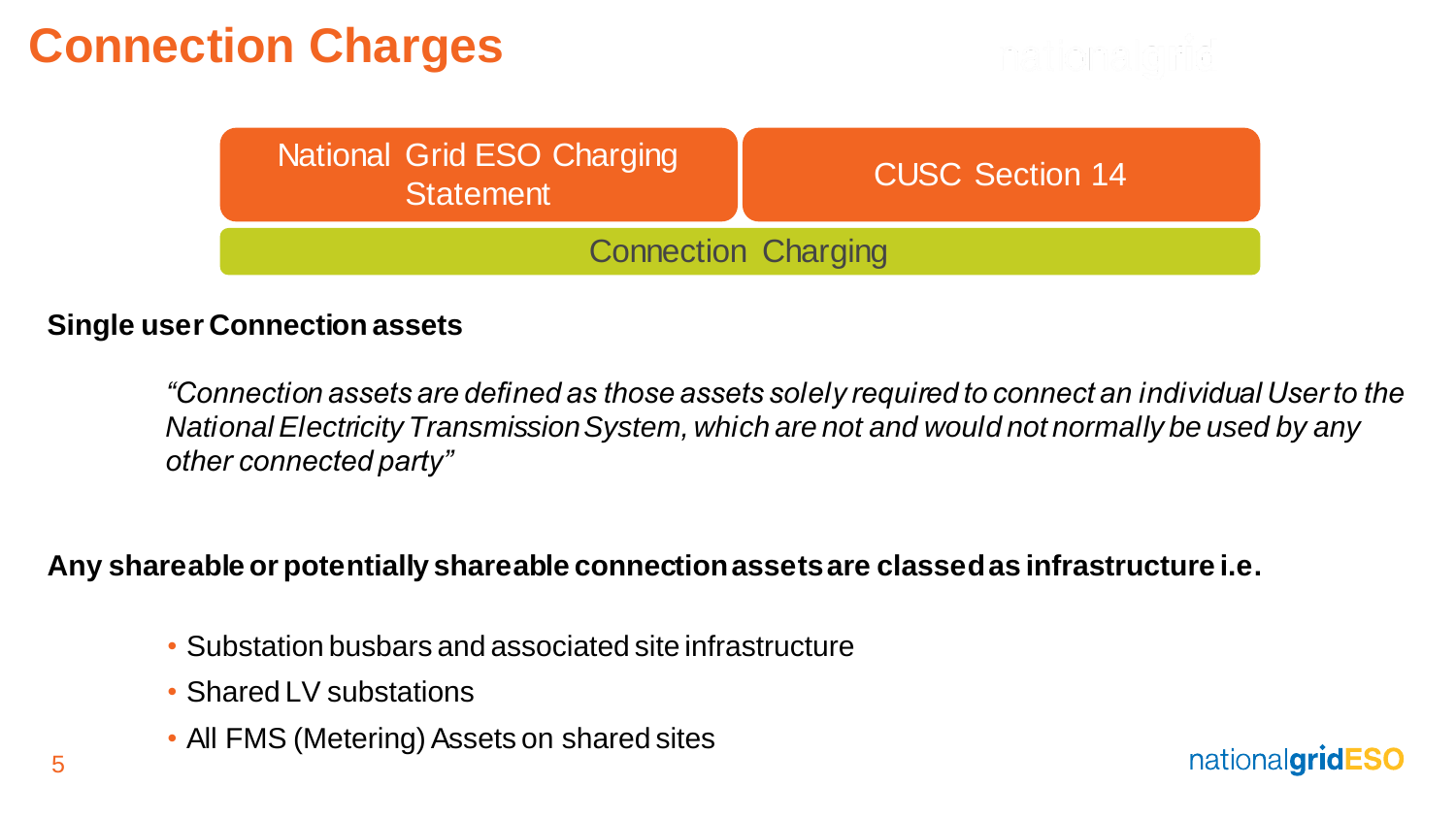# Connection Charges

National Grid ESO Charging Statement | CUSC Section 14

Connection Charging

**Single user Connection assets**

> *"Connection assets are defined as those assets solely required to connect an individual User to the National Electricity Transmission System, which are not and would not normally be used by any other connected party"*

**Any shareable or potentially shareable connection assets are classed as infrastructure i.e.**

- Substation busbars and associated site infrastructure
- Shared LV substations
- All FMS (Metering) Assets on shared sites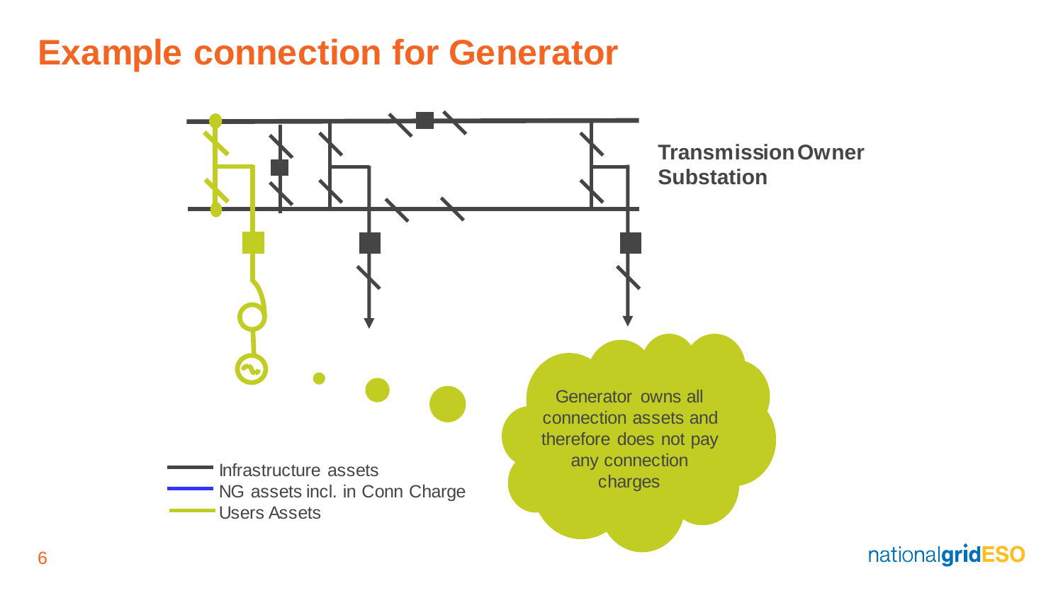# Example connection for Generator

Transmission Owner Substation

Generator owns all connection assets and therefore does not pay any connection charges

- Infrastructure assets
- NG assets incl. in Conn Charge
- Users Assets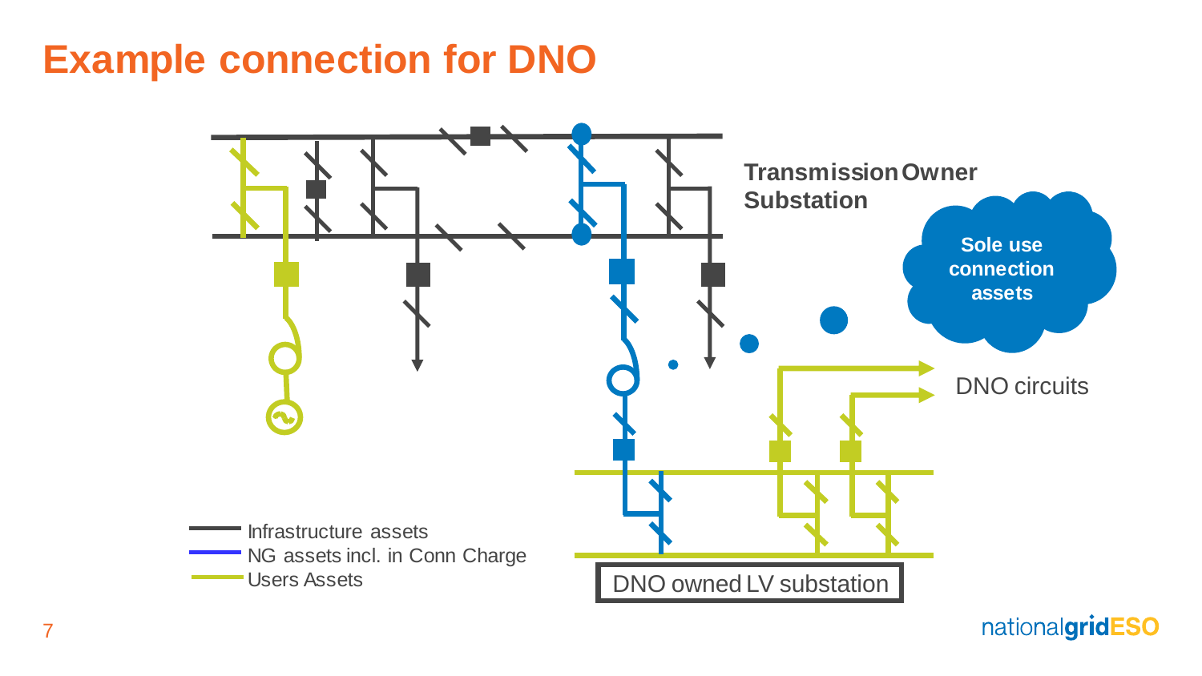# Example connection for DNO

Transmission Owner Substation

Sole use connection assets

DNO circuits

DNO owned LV substation

- Infrastructure assets
- NG assets incl. in Conn Charge
- Users Assets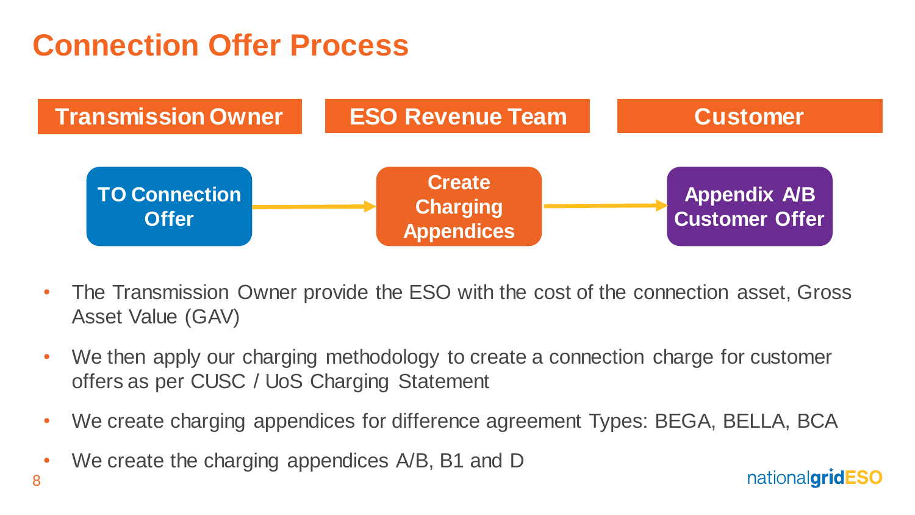# Connection Offer Process

| Transmission Owner | ESO Revenue Team | Customer |
| --- | --- | --- |
| TO Connection Offer → | Create Charging Appendices → | Appendix A/B Customer Offer |

- The Transmission Owner provide the ESO with the cost of the connection asset, Gross Asset Value (GAV)
- We then apply our charging methodology to create a connection charge for customer offers as per CUSC / UoS Charging Statement
- We create charging appendices for difference agreement Types: BEGA, BELLA, BCA
- We create the charging appendices A/B, B1 and D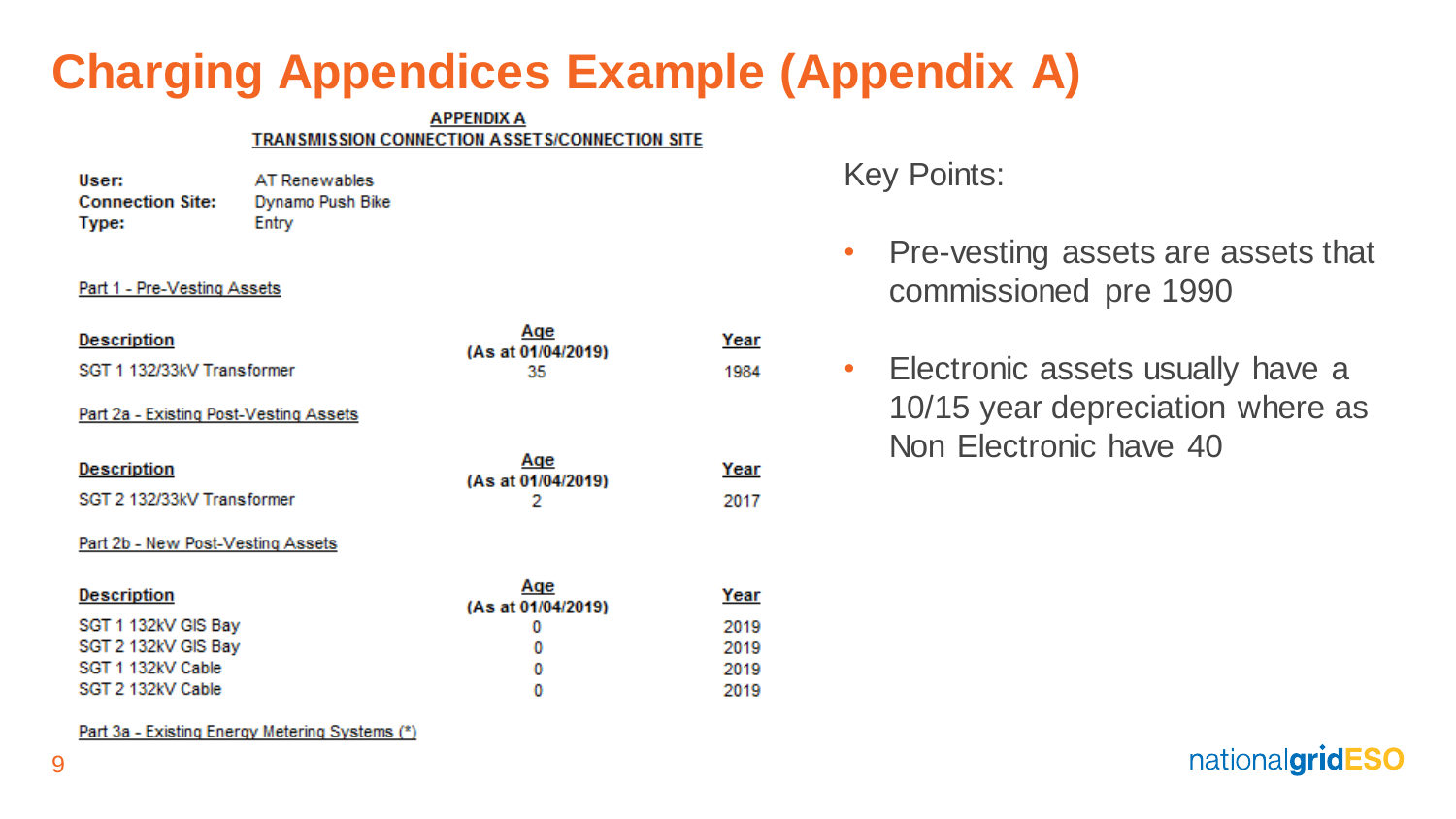# Charging Appendices Example (Appendix A)

**APPENDIX A**

**TRANSMISSION CONNECTION ASSETS/CONNECTION SITE**

**User:** AT Renewables
**Connection Site:** Dynamo Push Bike
**Type:** Entry

Part 1 - Pre-Vesting Assets

| Description | Age (As at 01/04/2019) | Year |
|---|---|---|
| SGT 1 132/33kV Transformer | 35 | 1984 |

Part 2a - Existing Post-Vesting Assets

| Description | Age (As at 01/04/2019) | Year |
|---|---|---|
| SGT 2 132/33kV Transformer | 2 | 2017 |

Part 2b - New Post-Vesting Assets

| Description | Age (As at 01/04/2019) | Year |
|---|---|---|
| SGT 1 132kV GIS Bay | 0 | 2019 |
| SGT 2 132kV GIS Bay | 0 | 2019 |
| SGT 1 132kV Cable | 0 | 2019 |
| SGT 2 132kV Cable | 0 | 2019 |

Part 3a - Existing Energy Metering Systems (*)

Key Points:

- Pre-vesting assets are assets that commissioned pre 1990
- Electronic assets usually have a 10/15 year depreciation where as Non Electronic have 40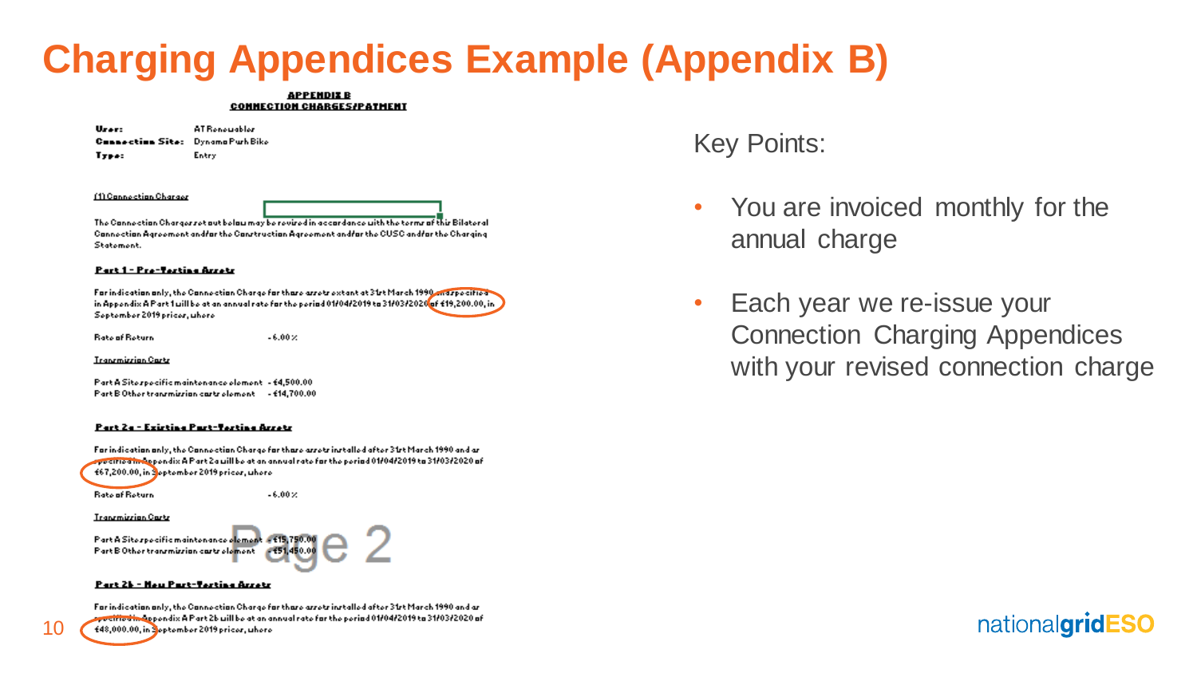# Charging Appendices Example (Appendix B)

**APPENDIX B**
**CONNECTION CHARGES/PAYMENT**

| | |
|---|---|
| **User:** | AT Renewables |
| **Connection Site:** | Dynamo Park Bike |
| **Type:** | Entry |

(1) Connection Charges

The Connection Charges set out below may be revised in accordance with the terms of this Bilateral Connection Agreement and/or the Construction Agreement and/or the CUSC and/or the Charging Statement.

**Part 1 - Pre-Vesting Assets**

For indication only, the Connection Charge for those assets extant at 31st March 1990 and specified in Appendix A Part 1 will be at an annual rate for the period 01/04/2019 to 31/03/2020 of £19,200.00, in September 2019 prices, where

Rate of Return - 6.00%

Transmission Costs

Part A Site specific maintenance element - £4,500.00
Part B Other transmission costs element - £14,700.00

**Part 2a - Existing Post-Vesting Assets**

For indication only, the Connection Charge for those assets installed after 31st March 1990 and as specified in Appendix A Part 2a will be at an annual rate for the period 01/04/2019 to 31/03/2020 of £67,200.00, in September 2019 prices, where

Rate of Return - 6.00%

Transmission Costs

Part A Site specific maintenance element - £15,750.00
Part B Other transmission costs element - £51,450.00

Page 2

**Part 2b - New Post-Vesting Assets**

For indication only, the Connection Charge for those assets installed after 31st March 1990 and as specified in Appendix A Part 2b will be at an annual rate for the period 01/04/2019 to 31/03/2020 of £48,000.00, in September 2019 prices, where

Key Points:

- You are invoiced monthly for the annual charge
- Each year we re-issue your Connection Charging Appendices with your revised connection charge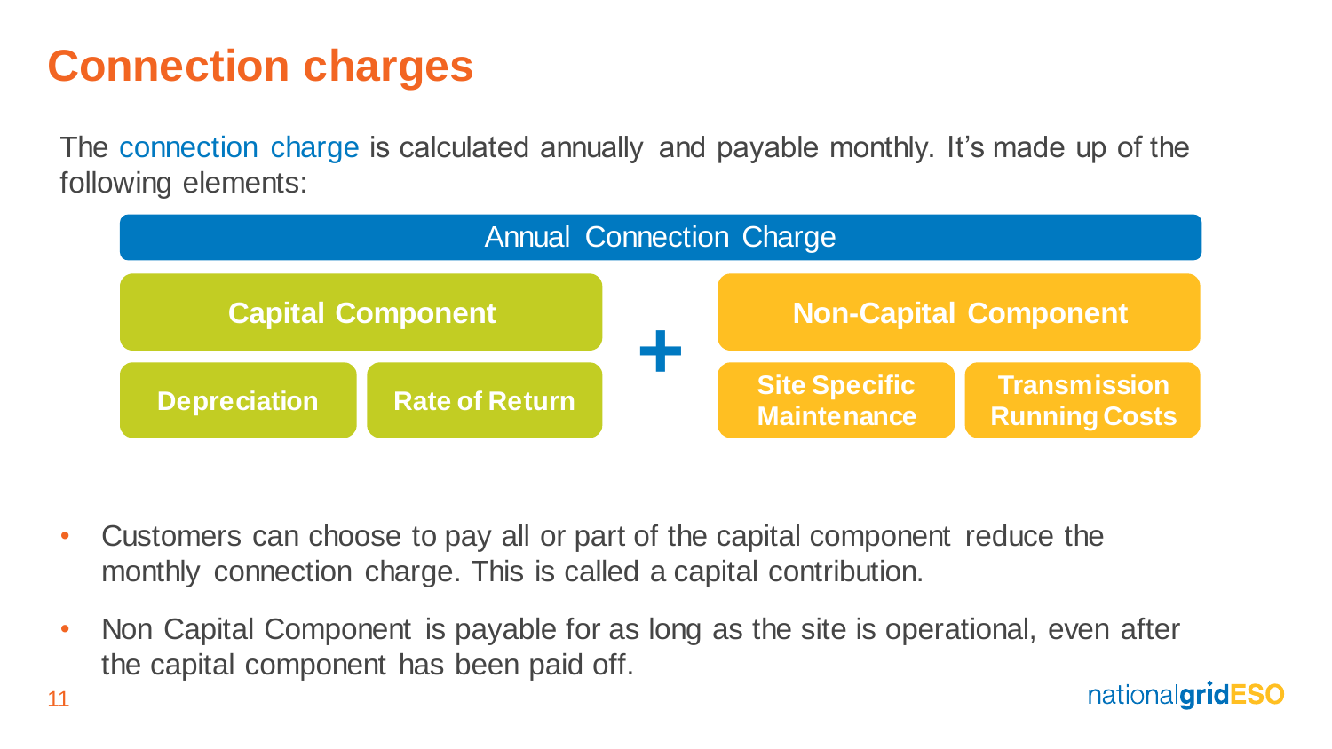# Connection charges

The connection charge is calculated annually and payable monthly. It's made up of the following elements:

**Annual Connection Charge**

- **Capital Component**
  - **Depreciation**
  - **Rate of Return**
- **+**
- **Non-Capital Component**
  - **Site Specific Maintenance**
  - **Transmission Running Costs**

- Customers can choose to pay all or part of the capital component reduce the monthly connection charge. This is called a capital contribution.
- Non Capital Component is payable for as long as the site is operational, even after the capital component has been paid off.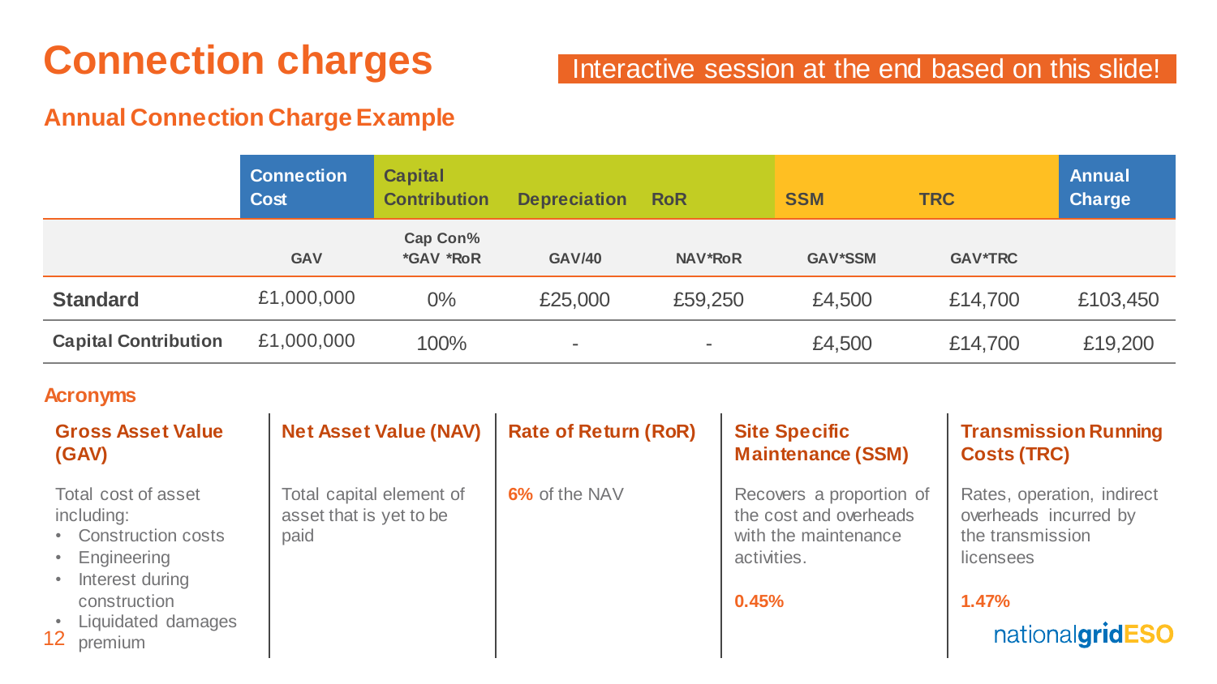# Connection charges

Interactive session at the end based on this slide!

## Annual Connection Charge Example

| | Connection Cost | Capital Contribution | Depreciation | RoR | SSM | TRC | Annual Charge |
|---|---|---|---|---|---|---|---|
| | GAV | Cap Con% *GAV *RoR | GAV/40 | NAV*RoR | GAV*SSM | GAV*TRC | |
| **Standard** | £1,000,000 | 0% | £25,000 | £59,250 | £4,500 | £14,700 | £103,450 |
| **Capital Contribution** | £1,000,000 | 100% | - | - | £4,500 | £14,700 | £19,200 |

### Acronyms

**Gross Asset Value (GAV)**

Total cost of asset including:
- Construction costs
- Engineering
- Interest during construction
- Liquidated damages premium

**Net Asset Value (NAV)**

Total capital element of asset that is yet to be paid

**Rate of Return (RoR)**

**6%** of the NAV

**Site Specific Maintenance (SSM)**

Recovers a proportion of the cost and overheads with the maintenance activities.

**0.45%**

**Transmission Running Costs (TRC)**

Rates, operation, indirect overheads incurred by the transmission licensees

**1.47%**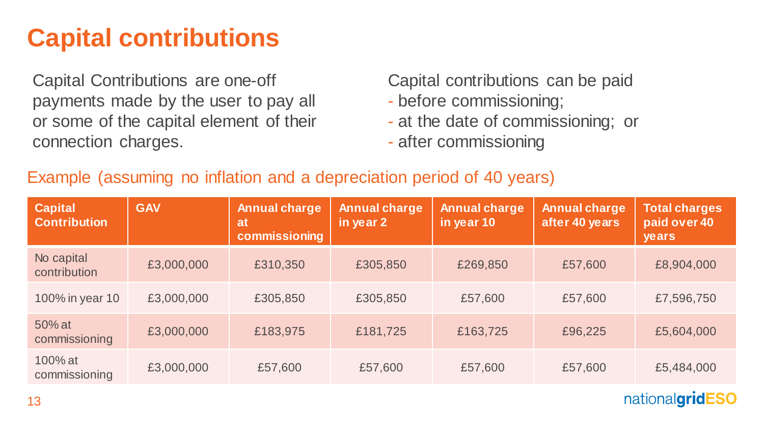# Capital contributions

Capital Contributions are one-off payments made by the user to pay all or some of the capital element of their connection charges.

Capital contributions can be paid
- before commissioning;
- at the date of commissioning; or
- after commissioning

Example (assuming no inflation and a depreciation period of 40 years)

| Capital Contribution | GAV | Annual charge at commissioning | Annual charge in year 2 | Annual charge in year 10 | Annual charge after 40 years | Total charges paid over 40 years |
|---|---|---|---|---|---|---|
| No capital contribution | £3,000,000 | £310,350 | £305,850 | £269,850 | £57,600 | £8,904,000 |
| 100% in year 10 | £3,000,000 | £305,850 | £305,850 | £57,600 | £57,600 | £7,596,750 |
| 50% at commissioning | £3,000,000 | £183,975 | £181,725 | £163,725 | £96,225 | £5,604,000 |
| 100% at commissioning | £3,000,000 | £57,600 | £57,600 | £57,600 | £57,600 | £5,484,000 |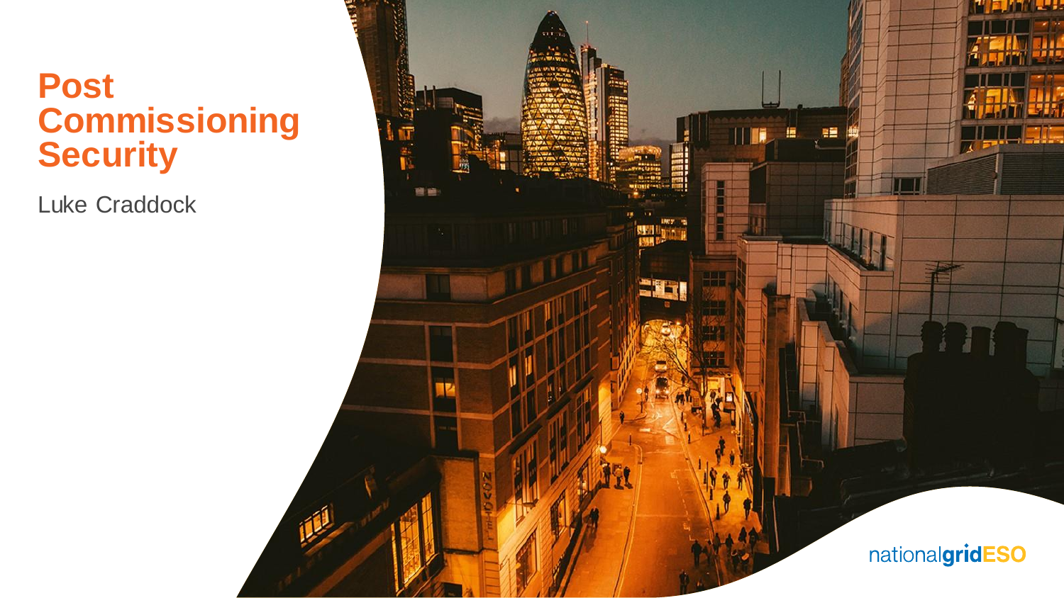# Post Commissioning Security

Luke Craddock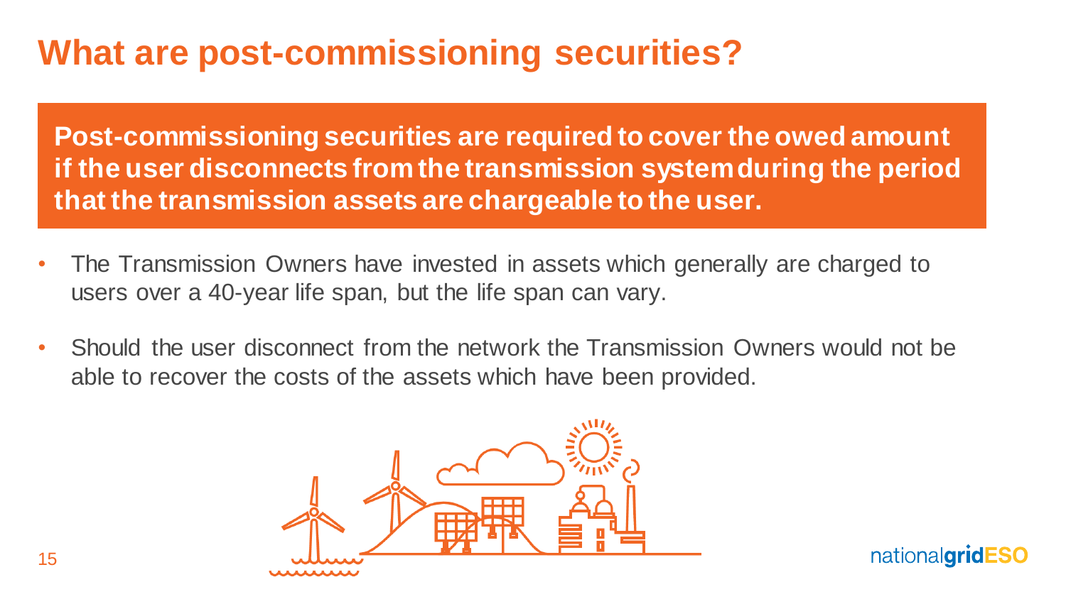# What are post-commissioning securities?

**Post-commissioning securities are required to cover the owed amount if the user disconnects from the transmission system during the period that the transmission assets are chargeable to the user.**

- The Transmission Owners have invested in assets which generally are charged to users over a 40-year life span, but the life span can vary.
- Should the user disconnect from the network the Transmission Owners would not be able to recover the costs of the assets which have been provided.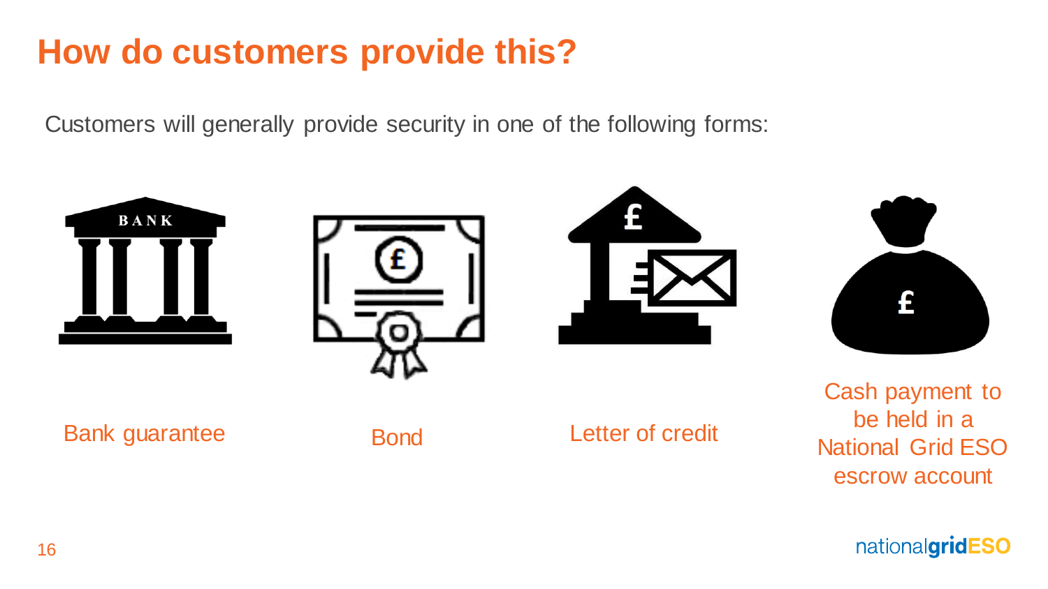# How do customers provide this?

Customers will generally provide security in one of the following forms:

- Bank guarantee
- Bond
- Letter of credit
- Cash payment to be held in a National Grid ESO escrow account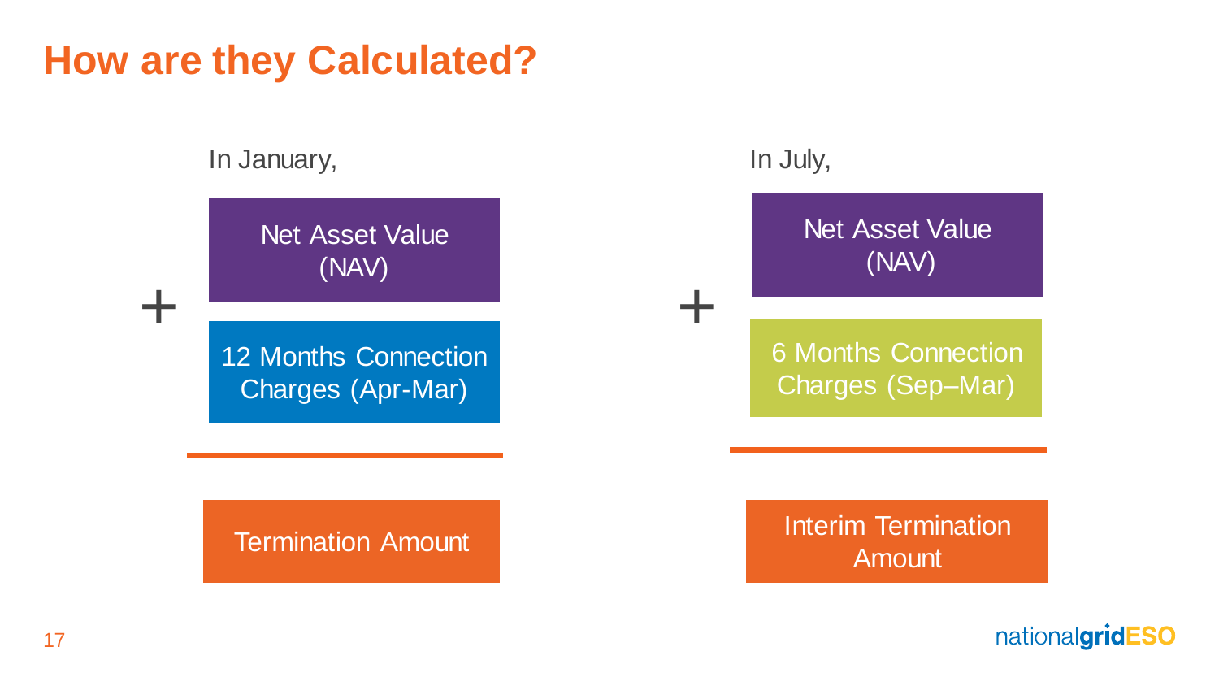# How are they Calculated?

In January,

Net Asset Value (NAV)

\+ 12 Months Connection Charges (Apr-Mar)

= Termination Amount

In July,

Net Asset Value (NAV)

\+ 6 Months Connection Charges (Sep–Mar)

= Interim Termination Amount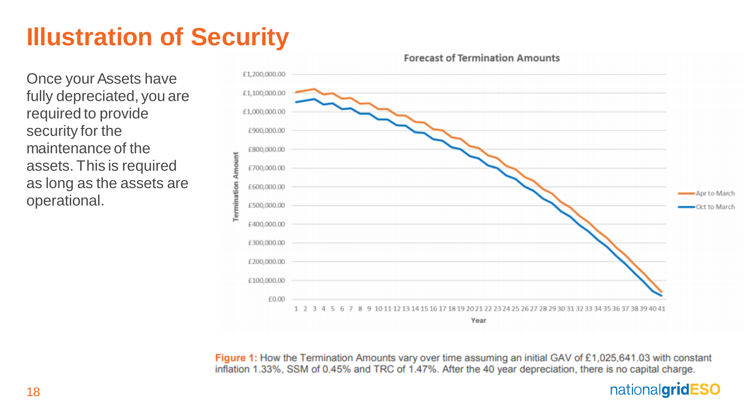# Illustration of Security

Once your Assets have fully depreciated, you are required to provide security for the maintenance of the assets. This is required as long as the assets are operational.

**Forecast of Termination Amounts**

**Figure 1:** How the Termination Amounts vary over time assuming an initial GAV of £1,025,641.03 with constant inflation 1.33%, SSM of 0.45% and TRC of 1.47%. After the 40 year depreciation, there is no capital charge.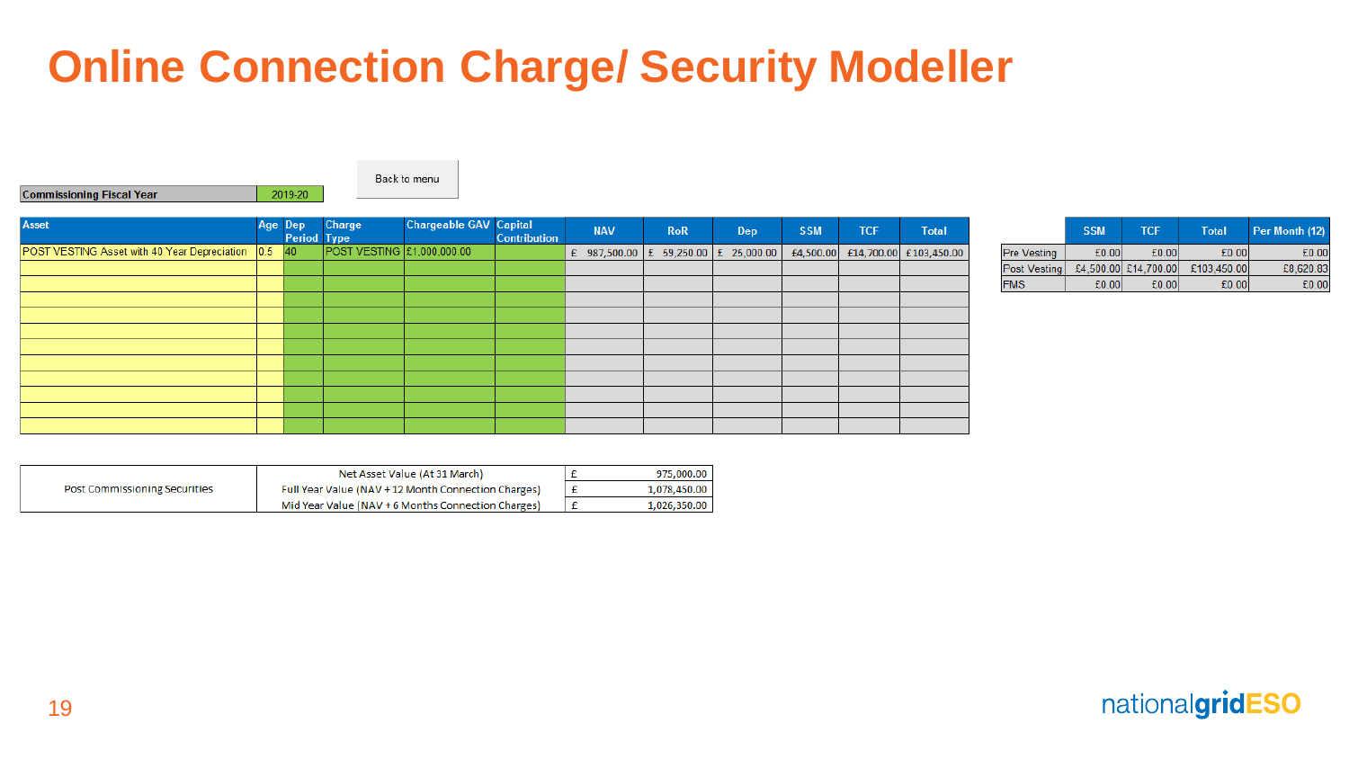# Online Connection Charge/ Security Modeller

| Commissioning Fiscal Year | 2019-20 |
|---|---|

Back to menu

| Asset | Age | Dep Period | Charge Type | Chargeable GAV | Capital Contribution | NAV | RoR | Dep | SSM | TCF | Total |
|---|---|---|---|---|---|---|---|---|---|---|---|
| POST VESTING Asset with 40 Year Depreciation | 0.5 | 40 | POST VESTING | £1,000,000.00 | | £ 987,500.00 | £ 59,250.00 | £ 25,000.00 | £4,500.00 | £14,700.00 | £103,450.00 |

| | SSM | TCF | Total | Per Month (12) |
|---|---|---|---|---|
| Pre Vesting | £0.00 | £0.00 | £0.00 | £0.00 |
| Post Vesting | £4,500.00 | £14,700.00 | £103,450.00 | £8,620.83 |
| FMS | £0.00 | £0.00 | £0.00 | £0.00 |

| | | | |
|---|---|---|---|
| Post Commissioning Securities | Net Asset Value (At 31 March) | £ | 975,000.00 |
| | Full Year Value (NAV + 12 Month Connection Charges) | £ | 1,078,450.00 |
| | Mid Year Value (NAV + 6 Months Connection Charges) | £ | 1,026,350.00 |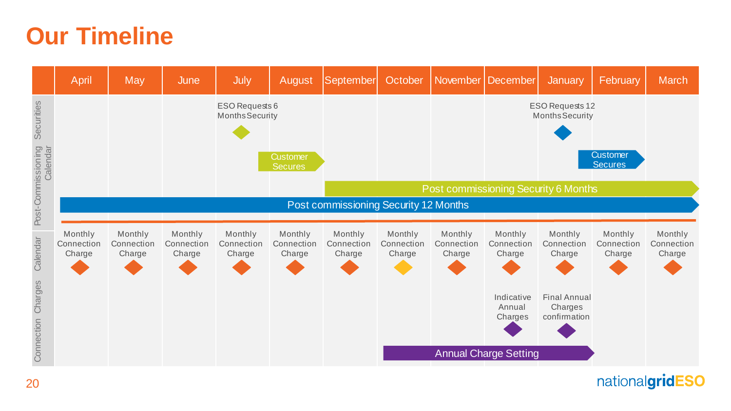# Our Timeline

| | April | May | June | July | August | September | October | November | December | January | February | March |
|---|---|---|---|---|---|---|---|---|---|---|---|---|
| Post-Commissioning Securities Calendar | | | | ESO Requests 6 Months Security | Customer Secures | | | | | ESO Requests 12 Months Security | Customer Secures | |
| | Post commissioning Security 12 Months (April – March) | | | | | Post commissioning Security 6 Months (September – March) | | | | | | |
| Connection Charges Calendar | Monthly Connection Charge | Monthly Connection Charge | Monthly Connection Charge | Monthly Connection Charge | Monthly Connection Charge | Monthly Connection Charge | Monthly Connection Charge | Monthly Connection Charge | Monthly Connection Charge | Monthly Connection Charge | Monthly Connection Charge | Monthly Connection Charge |
| | | | | | | | | | Indicative Annual Charges | Final Annual Charges confirmation | | |
| | | | | | | | Annual Charge Setting (October – January) | | | | | |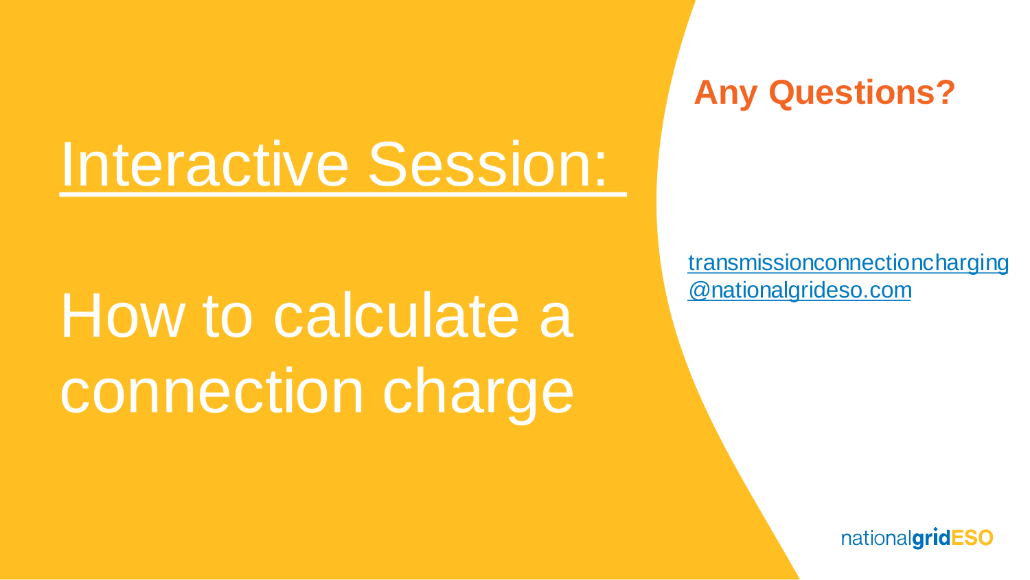# Interactive Session:

# How to calculate a connection charge

## Any Questions?

transmissionconnectioncharging@nationalgrideso.com

nationalgridESO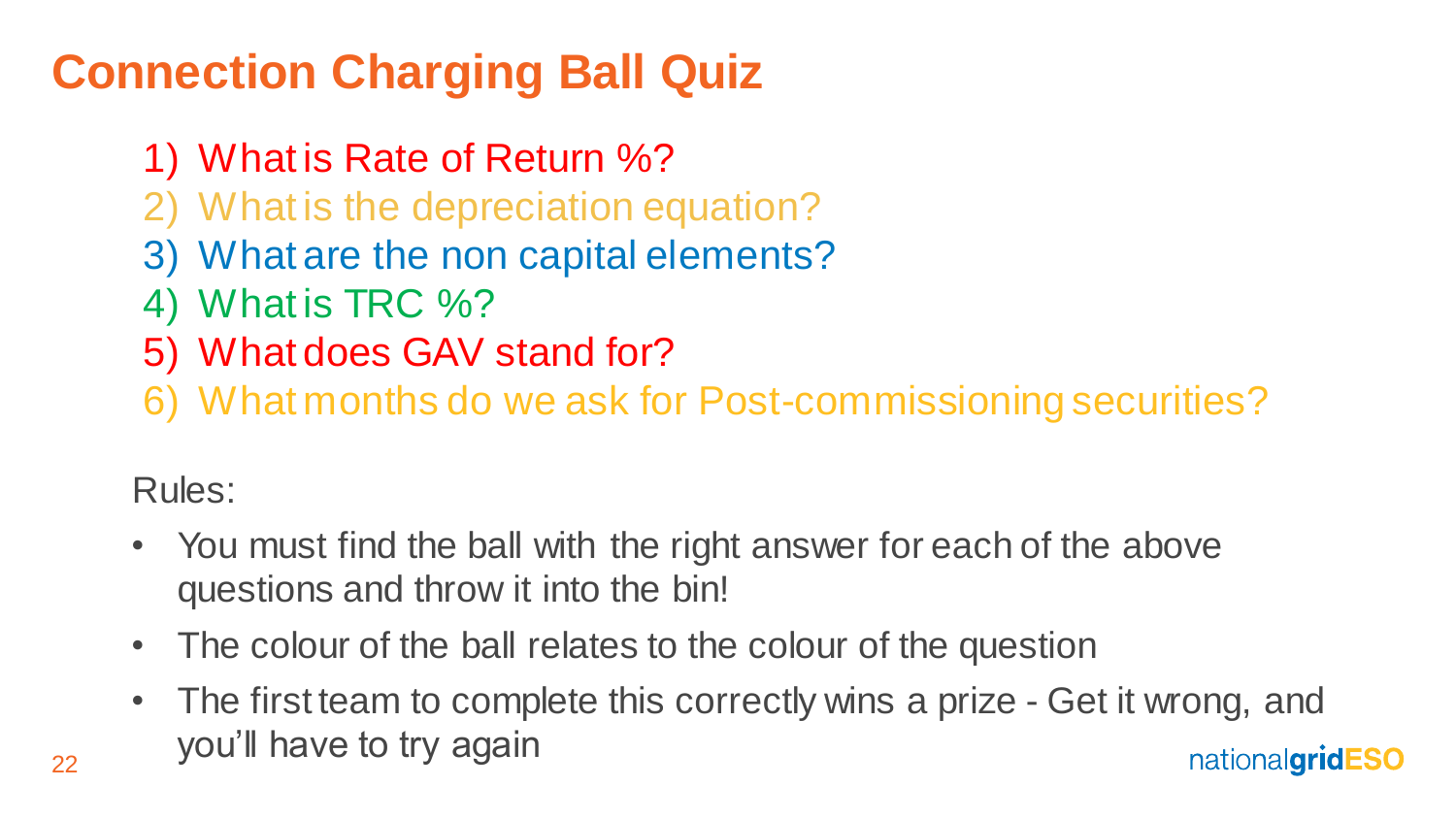# Connection Charging Ball Quiz

1) What is Rate of Return %?
2) What is the depreciation equation?
3) What are the non capital elements?
4) What is TRC %?
5) What does GAV stand for?
6) What months do we ask for Post-commissioning securities?

Rules:

- You must find the ball with the right answer for each of the above questions and throw it into the bin!
- The colour of the ball relates to the colour of the question
- The first team to complete this correctly wins a prize - Get it wrong, and you'll have to try again